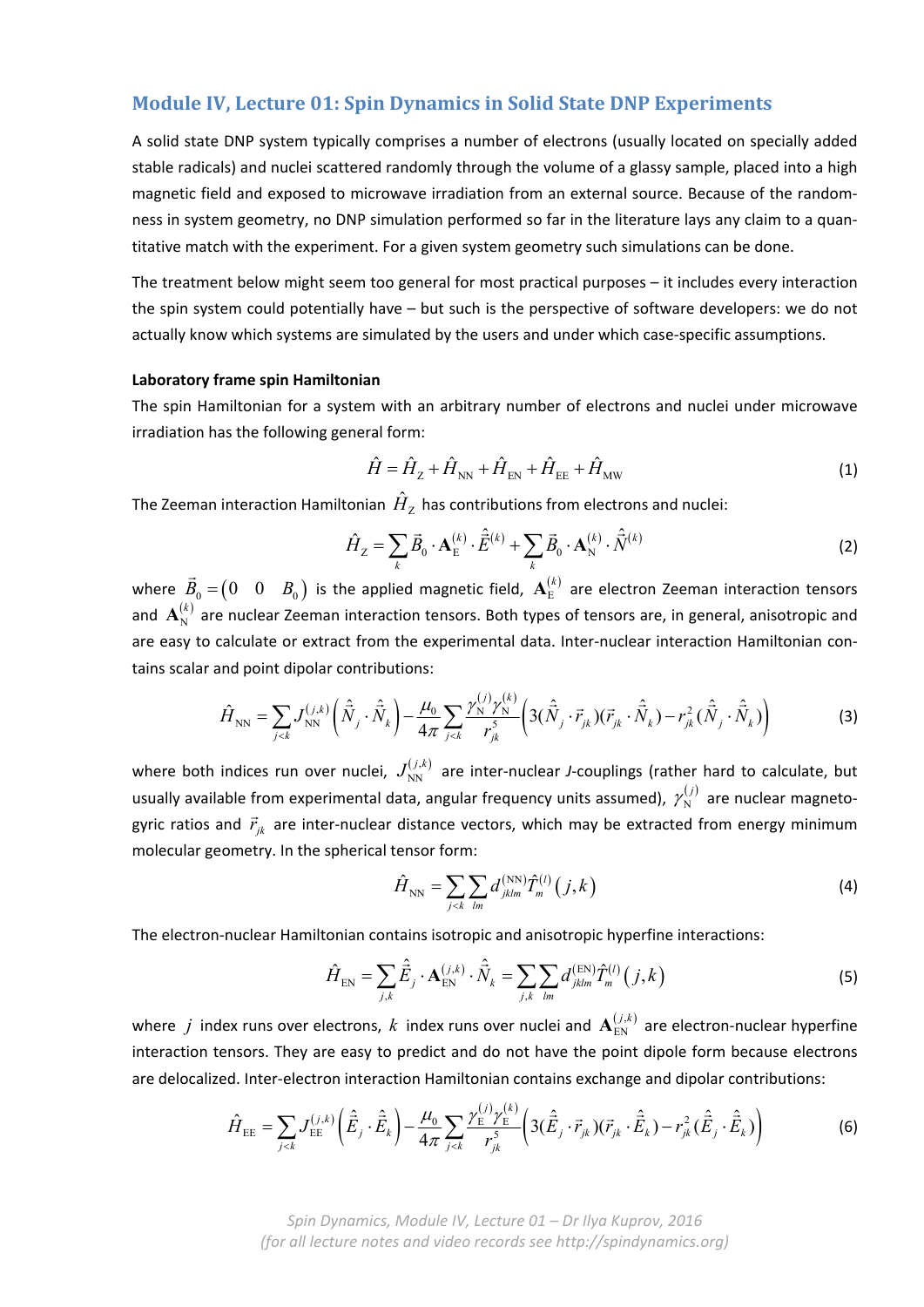## Module IV, Lecture 01: Spin Dynamics in Solid State DNP Experiments

A solid state DNP system typically comprises a number of electrons (usually located on specially added stable radicals) and nuclei scattered randomly through the volume of a glassy sample, placed into a high magnetic field and exposed to microwave irradiation from an external source. Because of the randomness in system geometry, no DNP simulation performed so far in the literature lays any claim to a quantitative match with the experiment. For a given system geometry such simulations can be done.

The treatment below might seem too general for most practical purposes – it includes every interaction the spin system could potentially have – but such is the perspective of software developers: we do not actually know which systems are simulated by the users and under which case-specific assumptions.

**Laboratory frame spin Hamiltonian**

The spin Hamiltonian for a system with an arbitrary number of electrons and nuclei under microwave irradiation has the following general form:

$$\hat{H} = \hat{H}_{\text{Z}} + \hat{H}_{\text{NN}} + \hat{H}_{\text{EN}} + \hat{H}_{\text{EE}} + \hat{H}_{\text{MW}} \tag{1}$$

The Zeeman interaction Hamiltonian $\hat{H}_{\text{Z}}$ has contributions from electrons and nuclei:

$$\hat{H}_{\text{Z}} = \sum_k \vec{B}_0 \cdot \mathbf{A}_{\text{E}}^{(k)} \cdot \hat{\vec{E}}^{(k)} + \sum_k \vec{B}_0 \cdot \mathbf{A}_{\text{N}}^{(k)} \cdot \hat{\vec{N}}^{(k)} \tag{2}$$

where $\vec{B}_0 = \begin{pmatrix} 0 & 0 & B_0 \end{pmatrix}$ is the applied magnetic field, $\mathbf{A}_{\text{E}}^{(k)}$ are electron Zeeman interaction tensors and $\mathbf{A}_{\text{N}}^{(k)}$ are nuclear Zeeman interaction tensors. Both types of tensors are, in general, anisotropic and are easy to calculate or extract from the experimental data. Inter-nuclear interaction Hamiltonian contains scalar and point dipolar contributions:

$$\hat{H}_{\text{NN}} = \sum_{j<k} J_{\text{NN}}^{(j,k)} \left( \hat{\vec{N}}_j \cdot \hat{\vec{N}}_k \right) - \frac{\mu_0}{4\pi} \sum_{j<k} \frac{\gamma_{\text{N}}^{(j)} \gamma_{\text{N}}^{(k)}}{r_{jk}^5} \left( 3(\hat{\vec{N}}_j \cdot \vec{r}_{jk})(\vec{r}_{jk} \cdot \hat{\vec{N}}_k) - r_{jk}^2 (\hat{\vec{N}}_j \cdot \hat{\vec{N}}_k) \right) \tag{3}$$

where both indices run over nuclei, $J_{\text{NN}}^{(j,k)}$ are inter-nuclear *J*-couplings (rather hard to calculate, but usually available from experimental data, angular frequency units assumed), $\gamma_{\text{N}}^{(j)}$ are nuclear magnetogyric ratios and $\vec{r}_{jk}$ are inter-nuclear distance vectors, which may be extracted from energy minimum molecular geometry. In the spherical tensor form:

$$\hat{H}_{\text{NN}} = \sum_{j<k} \sum_{lm} d_{jklm}^{(\text{NN})} \hat{T}_m^{(l)}(j,k) \tag{4}$$

The electron-nuclear Hamiltonian contains isotropic and anisotropic hyperfine interactions:

$$\hat{H}_{\text{EN}} = \sum_{j,k} \hat{\vec{E}}_j \cdot \mathbf{A}_{\text{EN}}^{(j,k)} \cdot \hat{\vec{N}}_k = \sum_{j,k} \sum_{lm} d_{jklm}^{(\text{EN})} \hat{T}_m^{(l)}(j,k) \tag{5}$$

where $j$ index runs over electrons, $k$ index runs over nuclei and $\mathbf{A}_{\text{EN}}^{(j,k)}$ are electron-nuclear hyperfine interaction tensors. They are easy to predict and do not have the point dipole form because electrons are delocalized. Inter-electron interaction Hamiltonian contains exchange and dipolar contributions:

$$\hat{H}_{\text{EE}} = \sum_{j<k} J_{\text{EE}}^{(j,k)} \left( \hat{\vec{E}}_j \cdot \hat{\vec{E}}_k \right) - \frac{\mu_0}{4\pi} \sum_{j<k} \frac{\gamma_{\text{E}}^{(j)} \gamma_{\text{E}}^{(k)}}{r_{jk}^5} \left( 3(\hat{\vec{E}}_j \cdot \vec{r}_{jk})(\vec{r}_{jk} \cdot \hat{\vec{E}}_k) - r_{jk}^2 (\hat{\vec{E}}_j \cdot \hat{\vec{E}}_k) \right) \tag{6}$$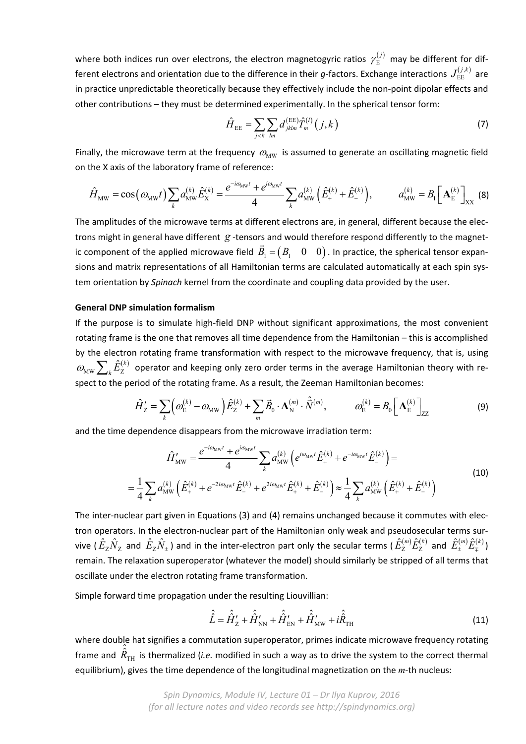where both indices run over electrons, the electron magnetogyric ratios $\gamma_{\mathrm{E}}^{(j)}$ may be different for different electrons and orientation due to the difference in their *g*-factors. Exchange interactions $J_{\mathrm{EE}}^{(j,k)}$ are in practice unpredictable theoretically because they effectively include the non-point dipolar effects and other contributions – they must be determined experimentally. In the spherical tensor form:

$$\hat{H}_{\mathrm{EE}} = \sum_{j<k} \sum_{lm} d_{jklm}^{(\mathrm{EE})} \hat{T}_m^{(l)}\left(j,k\right) \tag{7}$$

Finally, the microwave term at the frequency $\omega_{\mathrm{MW}}$ is assumed to generate an oscillating magnetic field on the X axis of the laboratory frame of reference:

$$\hat{H}_{\mathrm{MW}} = \cos\left(\omega_{\mathrm{MW}} t\right) \sum_k a_{\mathrm{MW}}^{(k)} \hat{E}_{\mathrm{X}}^{(k)} = \frac{e^{-i\omega_{\mathrm{MW}} t} + e^{i\omega_{\mathrm{MW}} t}}{4} \sum_k a_{\mathrm{MW}}^{(k)} \left(\hat{E}_+^{(k)} + \hat{E}_-^{(k)}\right), \qquad a_{\mathrm{MW}}^{(k)} = B_1 \left[\mathbf{A}_{\mathrm{E}}^{(k)}\right]_{\mathrm{XX}} \tag{8}$$

The amplitudes of the microwave terms at different electrons are, in general, different because the electrons might in general have different $g$-tensors and would therefore respond differently to the magnetic component of the applied microwave field $\vec{B}_1 = \begin{pmatrix} B_1 & 0 & 0 \end{pmatrix}$. In practice, the spherical tensor expansions and matrix representations of all Hamiltonian terms are calculated automatically at each spin system orientation by *Spinach* kernel from the coordinate and coupling data provided by the user.

**General DNP simulation formalism**

If the purpose is to simulate high-field DNP without significant approximations, the most convenient rotating frame is the one that removes all time dependence from the Hamiltonian – this is accomplished by the electron rotating frame transformation with respect to the microwave frequency, that is, using $\omega_{\mathrm{MW}} \sum_k \hat{E}_{\mathrm{Z}}^{(k)}$ operator and keeping only zero order terms in the average Hamiltonian theory with respect to the period of the rotating frame. As a result, the Zeeman Hamiltonian becomes:

$$\hat{H}_{\mathrm{Z}}' = \sum_k \left(\omega_{\mathrm{E}}^{(k)} - \omega_{\mathrm{MW}}\right) \hat{E}_{\mathrm{Z}}^{(k)} + \sum_m \vec{B}_0 \cdot \mathbf{A}_{\mathrm{N}}^{(m)} \cdot \hat{\vec{N}}^{(m)}, \qquad \omega_{\mathrm{E}}^{(k)} = B_0 \left[\mathbf{A}_{\mathrm{E}}^{(k)}\right]_{\mathrm{ZZ}} \tag{9}$$

and the time dependence disappears from the microwave irradiation term:

$$\begin{aligned} \hat{H}_{\mathrm{MW}}' &= \frac{e^{-i\omega_{\mathrm{MW}} t} + e^{i\omega_{\mathrm{MW}} t}}{4} \sum_k a_{\mathrm{MW}}^{(k)} \left(e^{i\omega_{\mathrm{MW}} t} \hat{E}_+^{(k)} + e^{-i\omega_{\mathrm{MW}} t} \hat{E}_-^{(k)}\right) = \\ &= \frac{1}{4} \sum_k a_{\mathrm{MW}}^{(k)} \left(\hat{E}_+^{(k)} + e^{-2i\omega_{\mathrm{MW}} t} \hat{E}_-^{(k)} + e^{2i\omega_{\mathrm{MW}} t} \hat{E}_+^{(k)} + \hat{E}_-^{(k)}\right) \approx \frac{1}{4} \sum_k a_{\mathrm{MW}}^{(k)} \left(\hat{E}_+^{(k)} + \hat{E}_-^{(k)}\right) \end{aligned} \tag{10}$$

The inter-nuclear part given in Equations (3) and (4) remains unchanged because it commutes with electron operators. In the electron-nuclear part of the Hamiltonian only weak and pseudosecular terms survive ($\hat{E}_{\mathrm{Z}} \hat{N}_{\mathrm{Z}}$ and $\hat{E}_{\mathrm{Z}} \hat{N}_{\pm}$) and in the inter-electron part only the secular terms ($\hat{E}_{\mathrm{Z}}^{(m)} \hat{E}_{\mathrm{Z}}^{(k)}$ and $\hat{E}_{\pm}^{(m)} \hat{E}_{\mp}^{(k)}$) remain. The relaxation superoperator (whatever the model) should similarly be stripped of all terms that oscillate under the electron rotating frame transformation.

Simple forward time propagation under the resulting Liouvillian:

$$\hat{\hat{L}} = \hat{\hat{H}}_{\mathrm{Z}}' + \hat{\hat{H}}_{\mathrm{NN}}' + \hat{\hat{H}}_{\mathrm{EN}}' + \hat{\hat{H}}_{\mathrm{MW}}' + i\hat{\hat{R}}_{\mathrm{TH}} \tag{11}$$

where double hat signifies a commutation superoperator, primes indicate microwave frequency rotating frame and $\hat{\hat{R}}_{\mathrm{TH}}$ is thermalized (*i.e.* modified in such a way as to drive the system to the correct thermal equilibrium), gives the time dependence of the longitudinal magnetization on the *m*-th nucleus: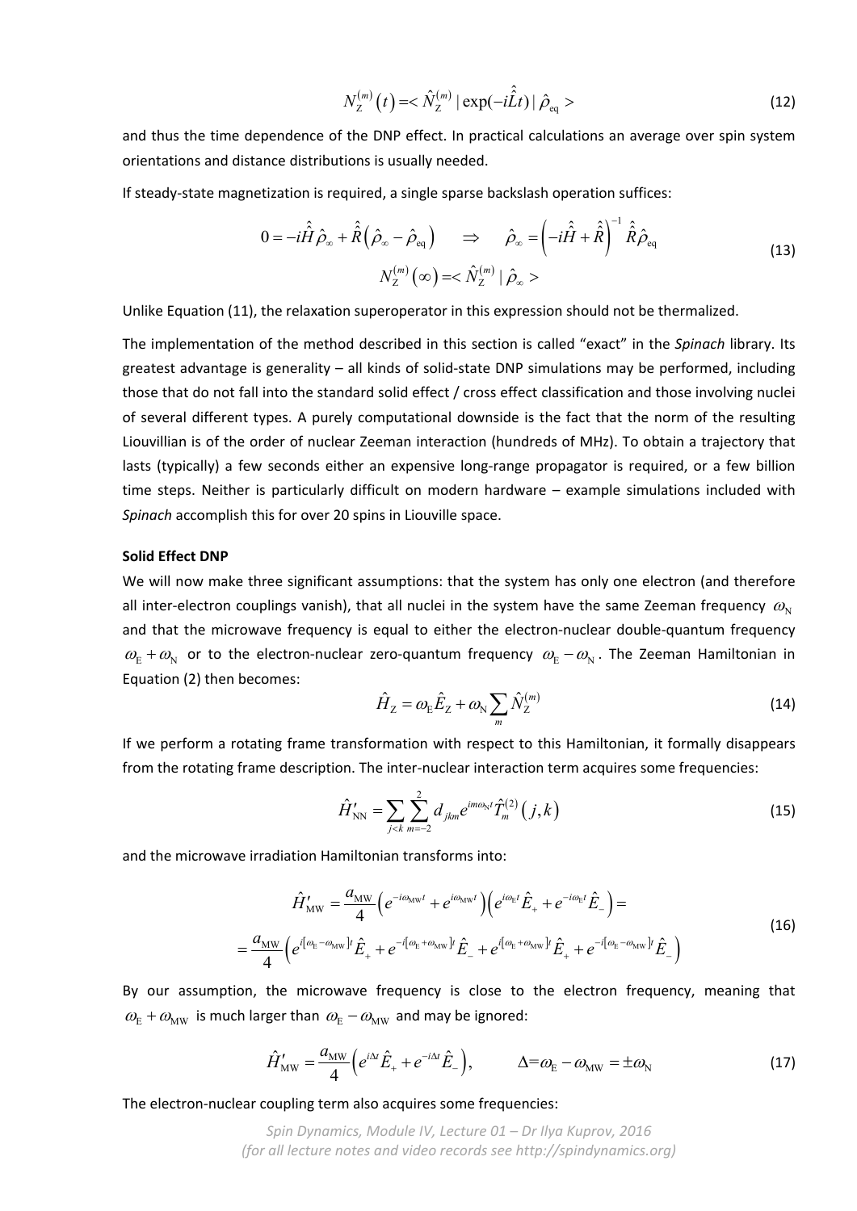$$N_{\rm Z}^{(m)}\left(t\right) = <\hat{N}_{\rm Z}^{(m)} \,|\, \exp(-i\hat{\hat{L}}t) \,|\, \hat{\rho}_{\rm eq}> \tag{12}$$

and thus the time dependence of the DNP effect. In practical calculations an average over spin system orientations and distance distributions is usually needed.

If steady-state magnetization is required, a single sparse backslash operation suffices:

$$0 = -i\hat{\hat{H}}\hat{\rho}_{\infty} + \hat{\hat{R}}\left(\hat{\rho}_{\infty} - \hat{\rho}_{\rm eq}\right) \quad \Rightarrow \quad \hat{\rho}_{\infty} = \left(-i\hat{\hat{H}} + \hat{\hat{R}}\right)^{-1}\hat{\hat{R}}\hat{\rho}_{\rm eq}$$
$$N_{\rm Z}^{(m)}\left(\infty\right) = <\hat{N}_{\rm Z}^{(m)} \,|\, \hat{\rho}_{\infty}> \tag{13}$$

Unlike Equation (11), the relaxation superoperator in this expression should not be thermalized.

The implementation of the method described in this section is called "exact" in the *Spinach* library. Its greatest advantage is generality – all kinds of solid-state DNP simulations may be performed, including those that do not fall into the standard solid effect / cross effect classification and those involving nuclei of several different types. A purely computational downside is the fact that the norm of the resulting Liouvillian is of the order of nuclear Zeeman interaction (hundreds of MHz). To obtain a trajectory that lasts (typically) a few seconds either an expensive long-range propagator is required, or a few billion time steps. Neither is particularly difficult on modern hardware – example simulations included with *Spinach* accomplish this for over 20 spins in Liouville space.

**Solid Effect DNP**

We will now make three significant assumptions: that the system has only one electron (and therefore all inter-electron couplings vanish), that all nuclei in the system have the same Zeeman frequency $\omega_{\rm N}$ and that the microwave frequency is equal to either the electron-nuclear double-quantum frequency $\omega_{\rm E} + \omega_{\rm N}$ or to the electron-nuclear zero-quantum frequency $\omega_{\rm E} - \omega_{\rm N}$. The Zeeman Hamiltonian in Equation (2) then becomes:

$$\hat{H}_{\rm Z} = \omega_{\rm E}\hat{E}_{\rm Z} + \omega_{\rm N}\sum_{m}\hat{N}_{\rm Z}^{(m)} \tag{14}$$

If we perform a rotating frame transformation with respect to this Hamiltonian, it formally disappears from the rotating frame description. The inter-nuclear interaction term acquires some frequencies:

$$\hat{H}'_{\rm NN} = \sum_{j<k}\sum_{m=-2}^{2} d_{jkm} e^{im\omega_{\rm N}t}\hat{T}_{m}^{(2)}\left(j,k\right) \tag{15}$$

and the microwave irradiation Hamiltonian transforms into:

$$\hat{H}'_{\rm MW} = \frac{a_{\rm MW}}{4}\left(e^{-i\omega_{\rm MW}t} + e^{i\omega_{\rm MW}t}\right)\left(e^{i\omega_{\rm E}t}\hat{E}_{+} + e^{-i\omega_{\rm E}t}\hat{E}_{-}\right) =$$
$$= \frac{a_{\rm MW}}{4}\left(e^{i[\omega_{\rm E}-\omega_{\rm MW}]t}\hat{E}_{+} + e^{-i[\omega_{\rm E}+\omega_{\rm MW}]t}\hat{E}_{-} + e^{i[\omega_{\rm E}+\omega_{\rm MW}]t}\hat{E}_{+} + e^{-i[\omega_{\rm E}-\omega_{\rm MW}]t}\hat{E}_{-}\right) \tag{16}$$

By our assumption, the microwave frequency is close to the electron frequency, meaning that $\omega_{\rm E} + \omega_{\rm MW}$ is much larger than $\omega_{\rm E} - \omega_{\rm MW}$ and may be ignored:

$$\hat{H}'_{\rm MW} = \frac{a_{\rm MW}}{4}\left(e^{i\Delta t}\hat{E}_{+} + e^{-i\Delta t}\hat{E}_{-}\right), \qquad \Delta = \omega_{\rm E} - \omega_{\rm MW} = \pm\omega_{\rm N} \tag{17}$$

The electron-nuclear coupling term also acquires some frequencies: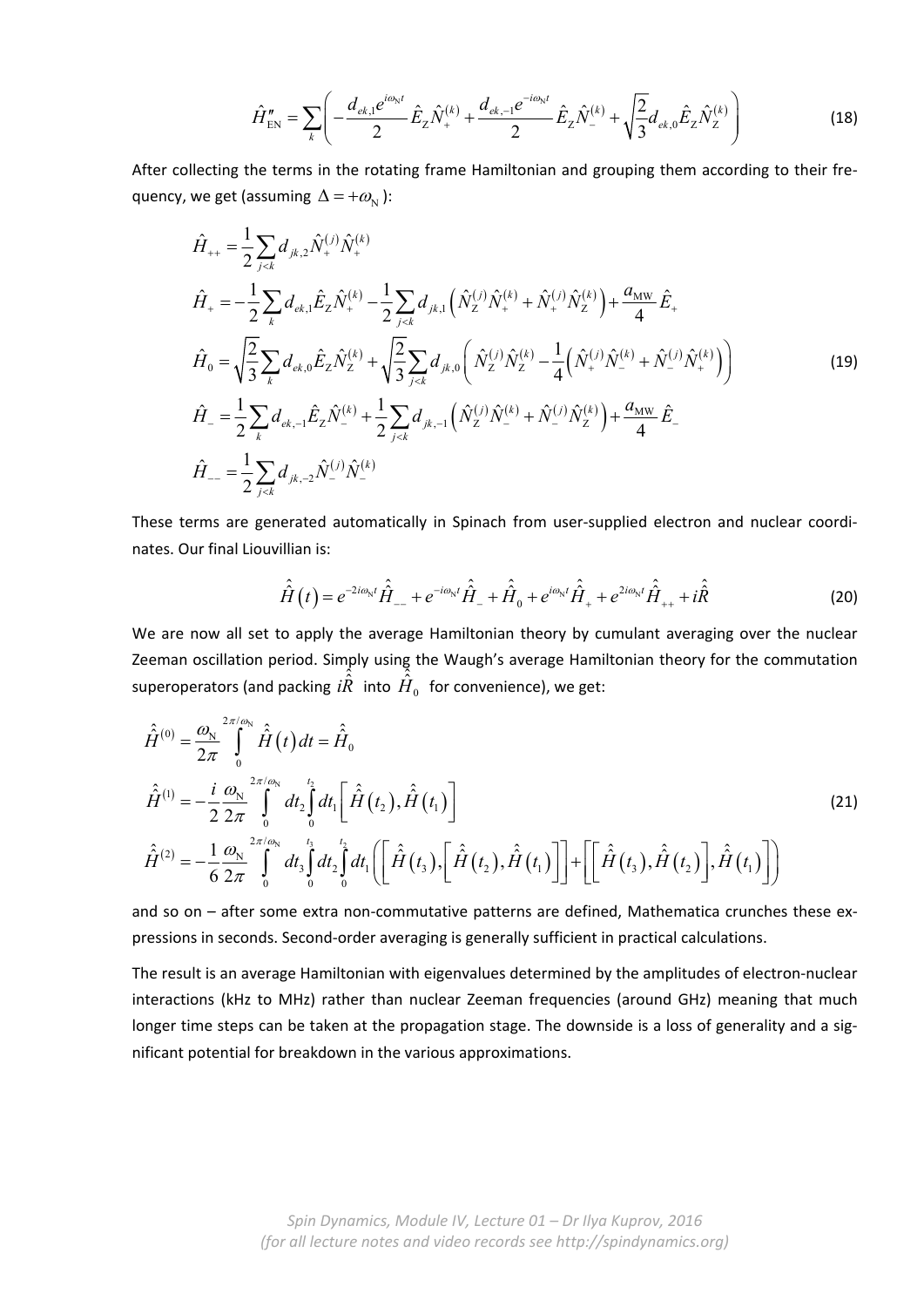$$\hat{H}''_{\text{EN}} = \sum_k \left( -\frac{d_{ek,1} e^{i\omega_{\text{N}} t}}{2} \hat{E}_{\text{Z}} \hat{N}_+^{(k)} + \frac{d_{ek,-1} e^{-i\omega_{\text{N}} t}}{2} \hat{E}_{\text{Z}} \hat{N}_-^{(k)} + \sqrt{\frac{2}{3}} d_{ek,0} \hat{E}_{\text{Z}} \hat{N}_{\text{Z}}^{(k)} \right) \tag{18}$$

After collecting the terms in the rotating frame Hamiltonian and grouping them according to their frequency, we get (assuming $\Delta = +\omega_{\text{N}}$):

$$\begin{aligned}
\hat{H}_{++} &= \frac{1}{2} \sum_{j<k} d_{jk,2} \hat{N}_+^{(j)} \hat{N}_+^{(k)} \\
\hat{H}_{+} &= -\frac{1}{2} \sum_k d_{ek,1} \hat{E}_{\text{Z}} \hat{N}_+^{(k)} - \frac{1}{2} \sum_{j<k} d_{jk,1} \left( \hat{N}_{\text{Z}}^{(j)} \hat{N}_+^{(k)} + \hat{N}_+^{(j)} \hat{N}_{\text{Z}}^{(k)} \right) + \frac{a_{\text{MW}}}{4} \hat{E}_+ \\
\hat{H}_{0} &= \sqrt{\frac{2}{3}} \sum_k d_{ek,0} \hat{E}_{\text{Z}} \hat{N}_{\text{Z}}^{(k)} + \sqrt{\frac{2}{3}} \sum_{j<k} d_{jk,0} \left( \hat{N}_{\text{Z}}^{(j)} \hat{N}_{\text{Z}}^{(k)} - \frac{1}{4} \left( \hat{N}_+^{(j)} \hat{N}_-^{(k)} + \hat{N}_-^{(j)} \hat{N}_+^{(k)} \right) \right) \\
\hat{H}_{-} &= \frac{1}{2} \sum_k d_{ek,-1} \hat{E}_{\text{Z}} \hat{N}_-^{(k)} + \frac{1}{2} \sum_{j<k} d_{jk,-1} \left( \hat{N}_{\text{Z}}^{(j)} \hat{N}_-^{(k)} + \hat{N}_-^{(j)} \hat{N}_{\text{Z}}^{(k)} \right) + \frac{a_{\text{MW}}}{4} \hat{E}_- \\
\hat{H}_{--} &= \frac{1}{2} \sum_{j<k} d_{jk,-2} \hat{N}_-^{(j)} \hat{N}_-^{(k)}
\end{aligned} \tag{19}$$

These terms are generated automatically in Spinach from user-supplied electron and nuclear coordinates. Our final Liouvillian is:

$$\hat{\hat{H}}(t) = e^{-2i\omega_{\text{N}} t} \hat{\hat{H}}_{--} + e^{-i\omega_{\text{N}} t} \hat{\hat{H}}_{-} + \hat{\hat{H}}_0 + e^{i\omega_{\text{N}} t} \hat{\hat{H}}_{+} + e^{2i\omega_{\text{N}} t} \hat{\hat{H}}_{++} + i\hat{\hat{R}} \tag{20}$$

We are now all set to apply the average Hamiltonian theory by cumulant averaging over the nuclear Zeeman oscillation period. Simply using the Waugh's average Hamiltonian theory for the commutation superoperators (and packing $i\hat{\hat{R}}$ into $\hat{\hat{H}}_0$ for convenience), we get:

$$\begin{aligned}
\hat{\hat{H}}^{(0)} &= \frac{\omega_{\text{N}}}{2\pi} \int_0^{2\pi/\omega_{\text{N}}} \hat{\hat{H}}(t)\, dt = \hat{\hat{H}}_0 \\
\hat{\hat{H}}^{(1)} &= -\frac{i}{2} \frac{\omega_{\text{N}}}{2\pi} \int_0^{2\pi/\omega_{\text{N}}} dt_2 \int_0^{t_2} dt_1 \left[ \hat{\hat{H}}(t_2), \hat{\hat{H}}(t_1) \right] \\
\hat{\hat{H}}^{(2)} &= -\frac{1}{6} \frac{\omega_{\text{N}}}{2\pi} \int_0^{2\pi/\omega_{\text{N}}} dt_3 \int_0^{t_3} dt_2 \int_0^{t_2} dt_1 \left( \left[ \hat{\hat{H}}(t_3), \left[ \hat{\hat{H}}(t_2), \hat{\hat{H}}(t_1) \right] \right] + \left[ \left[ \hat{\hat{H}}(t_3), \hat{\hat{H}}(t_2) \right], \hat{\hat{H}}(t_1) \right] \right)
\end{aligned} \tag{21}$$

and so on – after some extra non-commutative patterns are defined, Mathematica crunches these expressions in seconds. Second-order averaging is generally sufficient in practical calculations.

The result is an average Hamiltonian with eigenvalues determined by the amplitudes of electron-nuclear interactions (kHz to MHz) rather than nuclear Zeeman frequencies (around GHz) meaning that much longer time steps can be taken at the propagation stage. The downside is a loss of generality and a significant potential for breakdown in the various approximations.